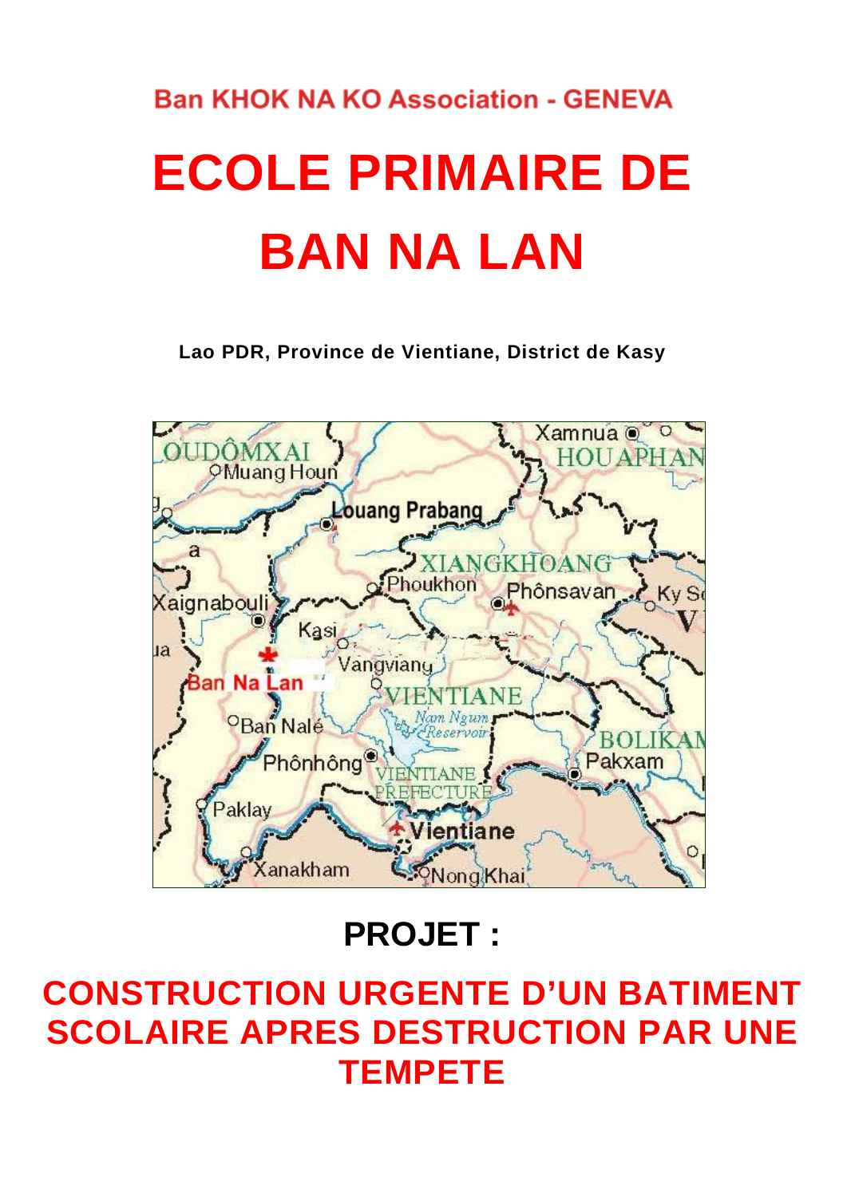Ban KHOK NA KO Association - GENEVA

# ECOLE PRIMAIRE DE BAN NA LAN

**Lao PDR, Province de Vientiane, District de Kasy**

## PROJET :

## CONSTRUCTION URGENTE D'UN BATIMENT SCOLAIRE APRES DESTRUCTION PAR UNE TEMPETE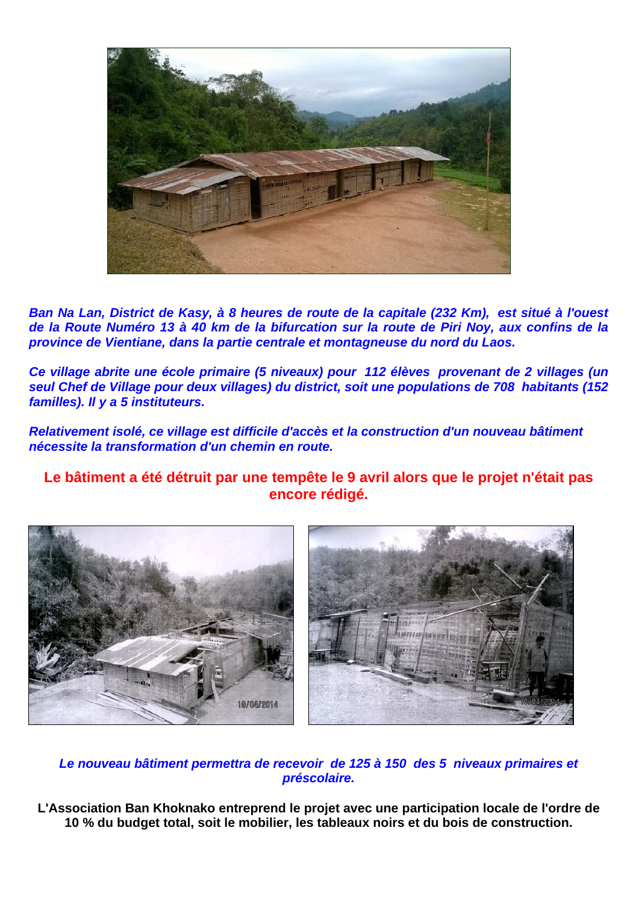***Ban Na Lan, District de Kasy, à 8 heures de route de la capitale (232 Km), est situé à l'ouest de la Route Numéro 13 à 40 km de la bifurcation sur la route de Piri Noy, aux confins de la province de Vientiane, dans la partie centrale et montagneuse du nord du Laos.***

***Ce village abrite une école primaire (5 niveaux) pour 112 élèves provenant de 2 villages (un seul Chef de Village pour deux villages) du district, soit une populations de 708 habitants (152 familles). Il y a 5 instituteurs.***

***Relativement isolé, ce village est difficile d'accès et la construction d'un nouveau bâtiment nécessite la transformation d'un chemin en route.***

**Le bâtiment a été détruit par une tempête le 9 avril alors que le projet n'était pas encore rédigé.**

***Le nouveau bâtiment permettra de recevoir de 125 à 150 des 5 niveaux primaires et préscolaire.***

**L'Association Ban Khoknako entreprend le projet avec une participation locale de l'ordre de 10 % du budget total, soit le mobilier, les tableaux noirs et du bois de construction.**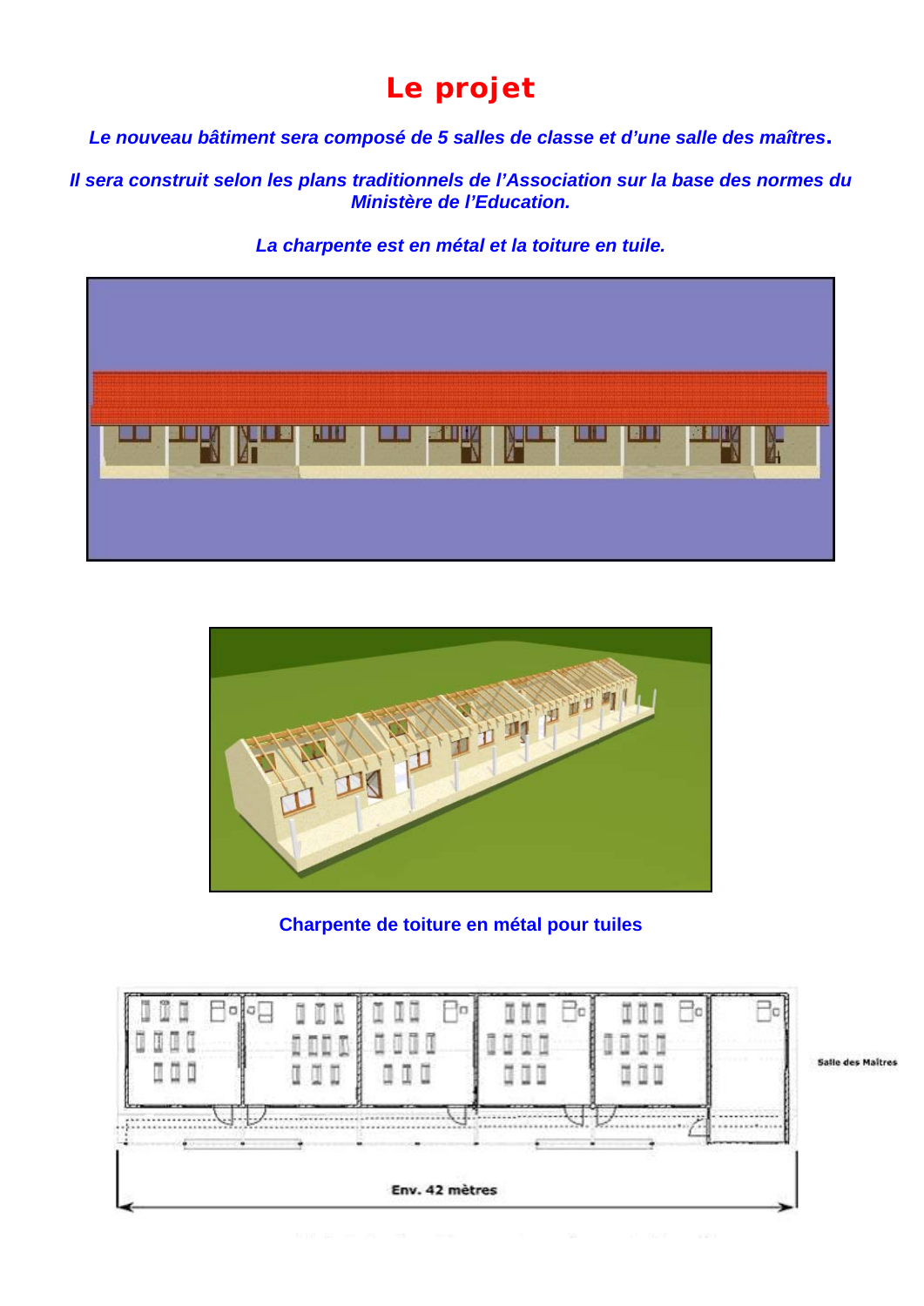# Le projet

***Le nouveau bâtiment sera composé de 5 salles de classe et d'une salle des maîtres.***

***Il sera construit selon les plans traditionnels de l'Association sur la base des normes du Ministère de l'Education.***

***La charpente est en métal et la toiture en tuile.***

**Charpente de toiture en métal pour tuiles**

Salle des Maîtres

Env. 42 mètres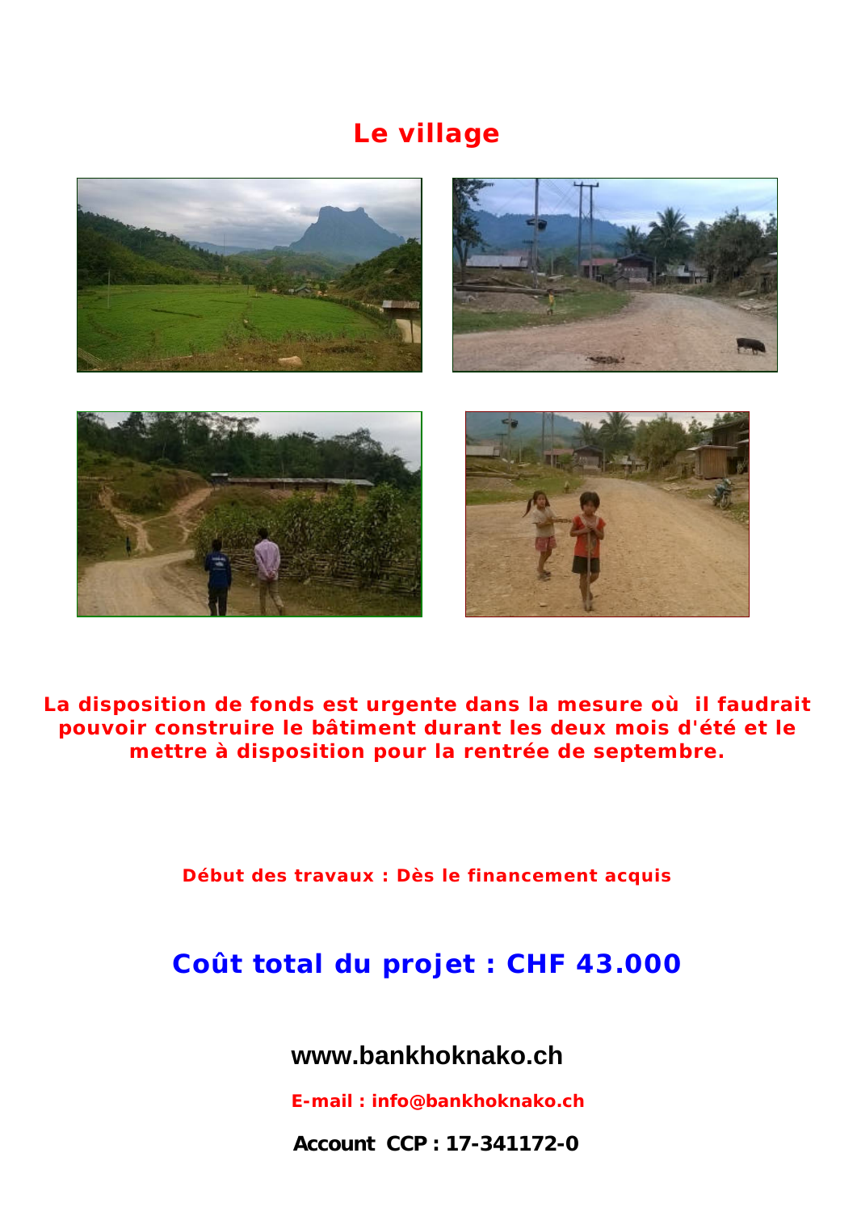# Le village

**La disposition de fonds est urgente dans la mesure où il faudrait pouvoir construire le bâtiment durant les deux mois d'été et le mettre à disposition pour la rentrée de septembre.**

**Début des travaux : Dès le financement acquis**

## Coût total du projet : CHF 43.000

**www.bankhoknako.ch**

**E-mail : info@bankhoknako.ch**

**Account CCP : 17-341172-0**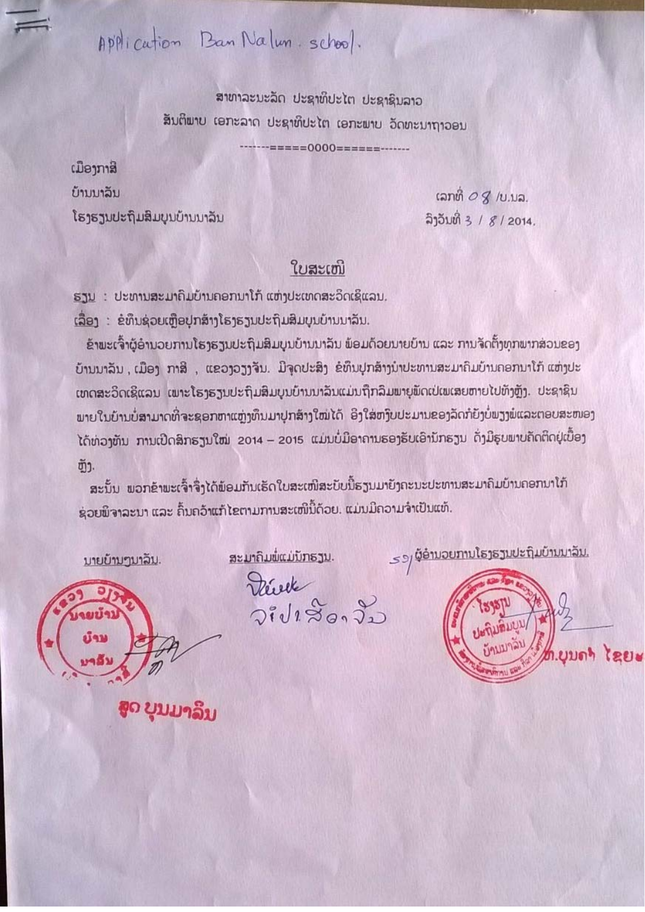Application Ban Nalun school.

ສາທາລະນະລັດ ປະຊາທິປະໄຕ ປະຊາຊົນລາວ

ສັນຕິພາບ ເອກະລາດ ປະຊາທິປະໄຕ ເອກະພາບ ວັດທະນາຖາວອນ

------=====0000======-------

ເມືອງກາສີ

ບ້ານນາລັນ

ໂຮງຮຽນປະຖົມສົມບູນບ້ານນາລັນ

ເລກທີ່ 08 /ບ.ນລ.

ລົງວັນທີ່ 3 / 8 / 2014.

## ໃບສະເໜີ

ຮຽນ : ປະທານສະມາຄົມບ້ານຄອກນາໂກ້ ແຫ່ງປະເທດສະວິດເຊີແລນ.

ເລື່ອງ : ຂໍທຶນຊ່ວຍເຫຼືອປຸກສ້າງໂຮງຮຽນປະຖົມສົມບູນບ້ານນາລັນ.

ຂ້າພະເຈົ້າຜູ້ອຳນວຍການໂຮງຮຽນປະຖົມສົມບູນບ້ານນາລັນ ພ້ອມດ້ວຍນາຍບ້ານ ແລະ ການຈັດຕັ້ງທຸກພາກສ່ວນຂອງບ້ານນາລັນ , ເມືອງ ກາສີ , ແຂວງວຽງຈັນ. ມີຈຸດປະສົງ ຂໍທຶນປຸກສ້າງນຳປະທານສະມາຄົມບ້ານຄອກນາໂກ້ ແຫ່ງປະເທດສະວິດເຊີແລນ ເພາະໂຮງຮຽນປະຖົມສົມບູນບ້ານນາລັນແມ່ນຖືກລົມພາຍຸພັດເປ່ເພເສຍຫາຍໄປທັງຫຼັງ. ປະຊາຊົນພາຍໃນບ້ານບໍ່ສາມາດທີ່ຈະຊອກຫາແຫຼ່ງທຶນມາປຸກສ້າງໃໝ່ໄດ້ ອີງໃສ່ງົບປະມານຂອງລັດກໍຍັງບໍ່ພຽງພໍແລະຕອບສະໜອງໄດ້ທ່ວງທັນ ການເປີດສົກຮຽນໃໝ່ 2014 – 2015 ແມ່ນບໍ່ມີອາຄານຮອງຮັບເອົານັກຮຽນ ດັ່ງມີຮູບພາບຄັດຕິດຢູ່ເບື້ອງຫຼັງ.

ສະນັ້ນ ພວກຂ້າພະເຈົ້າຈຶ່ງໄດ້ພ້ອມກັນເຮັດໃບສະເໜີສະບັບນີ້ຮຽນມາຍັງຄະນະປະທານສະມາຄົມບ້ານຄອກນາໂກ້ຊ່ວຍພິຈາລະນາ ແລະ ຄົ້ນຄວ້າແກ້ໄຂຕາມການສະເໜີນີ້ດ້ວຍ. ແມ່ນມີຄວາມຈຳເປັນແທ້.

| ນາຍບ້ານນາລັນ. | ສະມາຄົມພໍ່ແມ່ນັກຮຽນ. | ຮອງຜູ້ອຳນວຍການໂຮງຮຽນປະຖົມບ້ານນາລັນ. |
|---|---|---|
| ສຸດ ບຸນນາລົມ | ຈໍປາ ສືອາ ຈັ່ນ | ທ.ບຸນຄຳ ໄຊຍະ |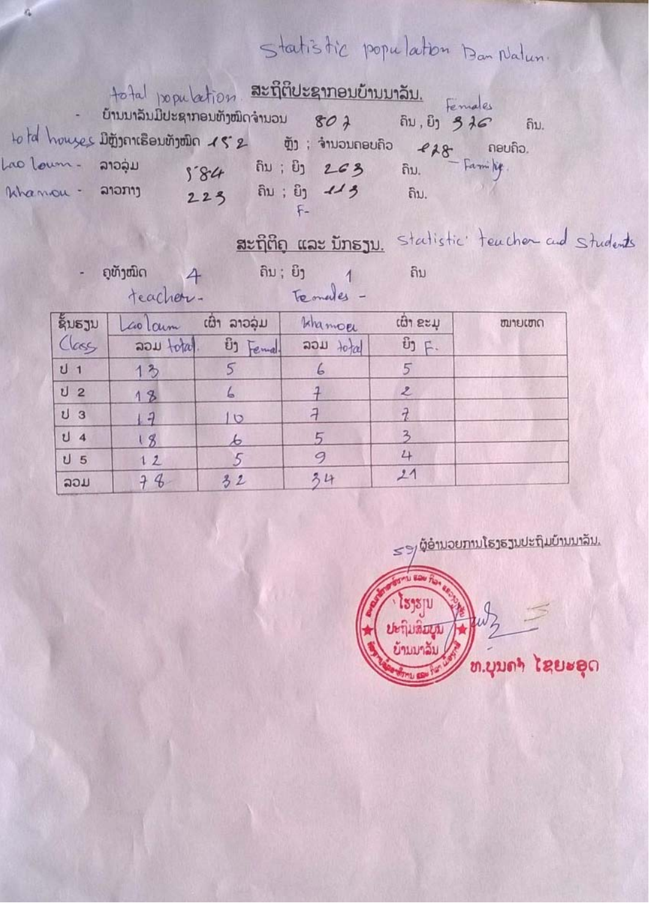statistic population Ban Nalun.

total population **ສະຖິຕິປະຊາກອນບ້ານນາລັນ.**

- ບ້ານນາລັນມີປະຊາກອນທັງໝົດຈຳນວນ 807 ຄົນ, ຍິງ 376 ຄົນ. Females

total houses ມີຫຼັງຄາເຮືອນທັງໝົດ 152 ຫຼັງ ; ຈຳນວນຄອບຄົວ 178 ຄອບຄົວ. Family.

Lao loum - ລາວລຸ່ມ 584 ຄົນ ; ຍິງ 263 ຄົນ.

Khamou - ລາວກາງ 223 ຄົນ ; ຍິງ 113 ຄົນ. F-

**ສະຖິຕິຄູ ແລະ ນັກຮຽນ.** statistic teacher and students

- ຄູທັງໝົດ 4 ຄົນ ; ຍິງ 1 ຄົນ
  teacher - Females -

| ຊັ້ນຮຽນ Class | Lao loum ເຜົ່າ ລາວລຸ່ມ | | Khamou ເຜົ່າ ຂະມຸ | | ໝາຍເຫດ |
|---|---|---|---|---|---|
| | ລວມ total | ຍິງ Femal | ລວມ total | ຍິງ F. | |
| ປ 1 | 13 | 5 | 6 | 5 | |
| ປ 2 | 18 | 6 | 7 | 2 | |
| ປ 3 | 17 | 10 | 7 | 7 | |
| ປ 4 | 18 | 6 | 5 | 3 | |
| ປ 5 | 12 | 5 | 9 | 4 | |
| ລວມ | 78 | 32 | 34 | 21 | |

ຮຈ ຜູ້ອຳນວຍການໂຮງຮຽນປະຖົມບ້ານນາລັນ.

ໂຮງຮຽນ ປະຖົມສົມບູນ ບ້ານນາລັນ

ທ.ບຸນຄຳ ໄຊຍະອຸດ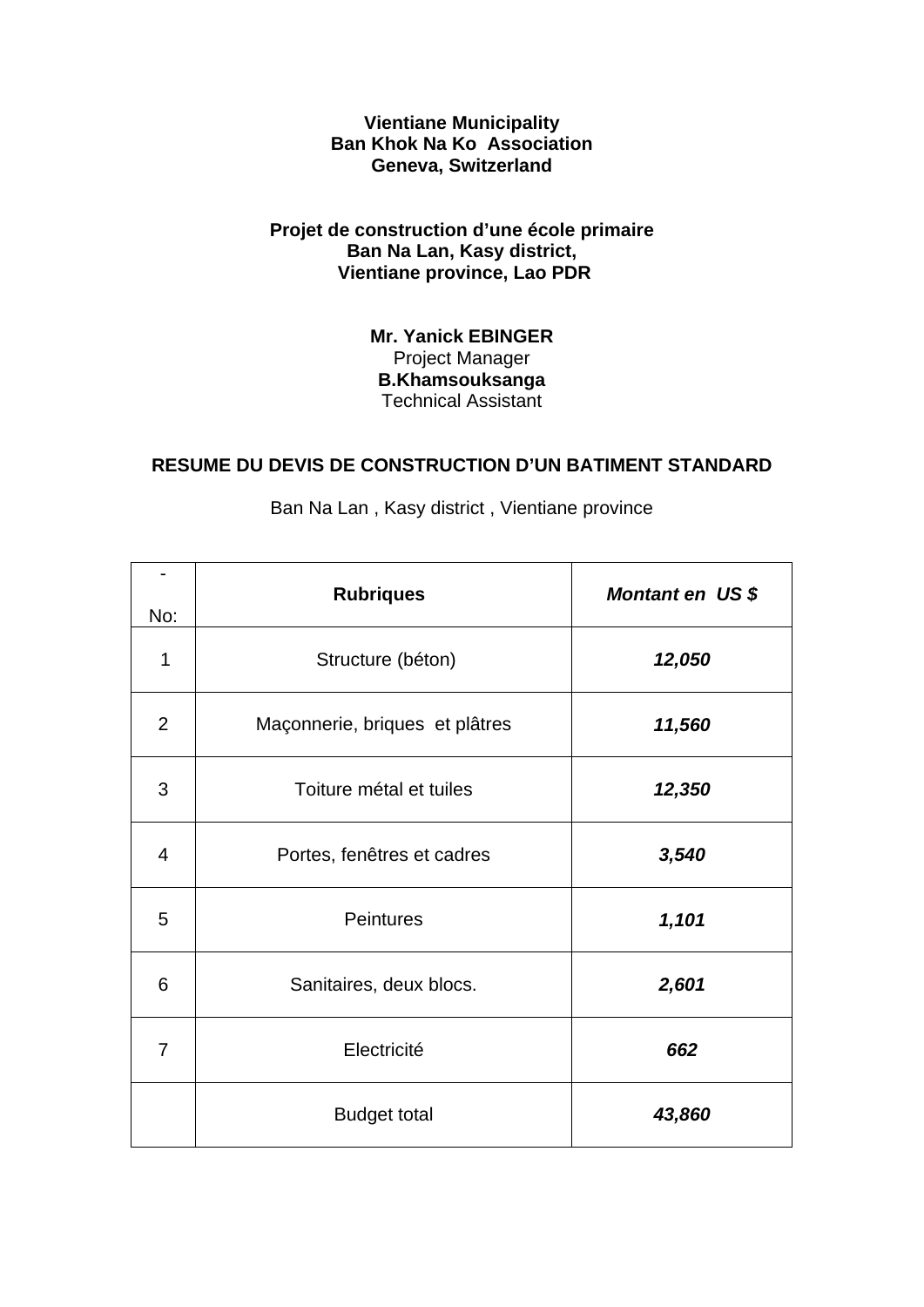**Vientiane Municipality**
**Ban Khok Na Ko Association**
**Geneva, Switzerland**

**Projet de construction d'une école primaire**
**Ban Na Lan, Kasy district,**
**Vientiane province, Lao PDR**

**Mr. Yanick EBINGER**
Project Manager
**B.Khamsouksanga**
Technical Assistant

## RESUME DU DEVIS DE CONSTRUCTION D'UN BATIMENT STANDARD

Ban Na Lan , Kasy district , Vientiane province

| - No: | **Rubriques** | ***Montant en US $*** |
|---|---|---|
| 1 | Structure (béton) | ***12,050*** |
| 2 | Maçonnerie, briques et plâtres | ***11,560*** |
| 3 | Toiture métal et tuiles | ***12,350*** |
| 4 | Portes, fenêtres et cadres | ***3,540*** |
| 5 | Peintures | ***1,101*** |
| 6 | Sanitaires, deux blocs. | ***2,601*** |
| 7 | Electricité | ***662*** |
| | Budget total | ***43,860*** |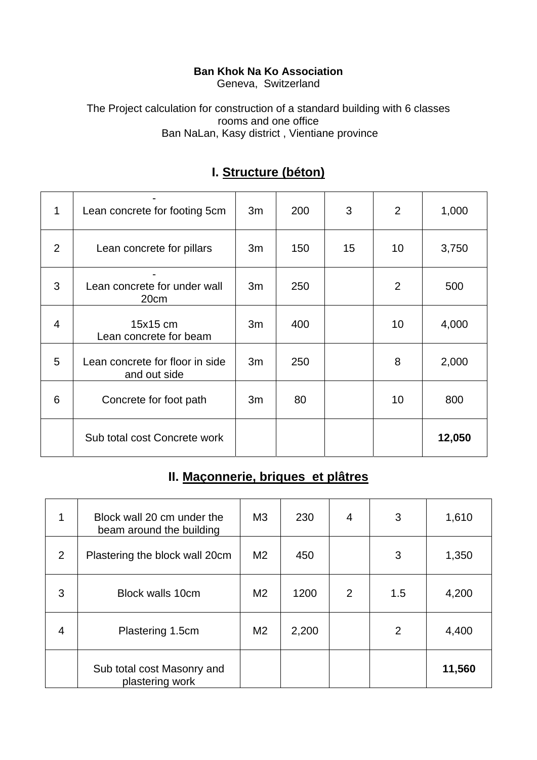**Ban Khok Na Ko Association**
Geneva, Switzerland

The Project calculation for construction of a standard building with 6 classes rooms and one office
Ban NaLan, Kasy district , Vientiane province

## I. Structure (béton)

| | | | | | | |
|---|---|---|---|---|---|---|
| 1 | -<br>Lean concrete for footing 5cm | 3m | 200 | 3 | 2 | 1,000 |
| 2 | Lean concrete for pillars | 3m | 150 | 15 | 10 | 3,750 |
| 3 | -<br>Lean concrete for under wall 20cm | 3m | 250 | | 2 | 500 |
| 4 | 15x15 cm<br>Lean concrete for beam | 3m | 400 | | 10 | 4,000 |
| 5 | Lean concrete for floor in side and out side | 3m | 250 | | 8 | 2,000 |
| 6 | Concrete for foot path | 3m | 80 | | 10 | 800 |
| | Sub total cost Concrete work | | | | | **12,050** |

## II. Maçonnerie, briques et plâtres

| | | | | | | |
|---|---|---|---|---|---|---|
| 1 | Block wall 20 cm under the beam around the building | M3 | 230 | 4 | 3 | 1,610 |
| 2 | Plastering the block wall 20cm | M2 | 450 | | 3 | 1,350 |
| 3 | Block walls 10cm | M2 | 1200 | 2 | 1.5 | 4,200 |
| 4 | Plastering 1.5cm | M2 | 2,200 | | 2 | 4,400 |
| | Sub total cost Masonry and plastering work | | | | | **11,560** |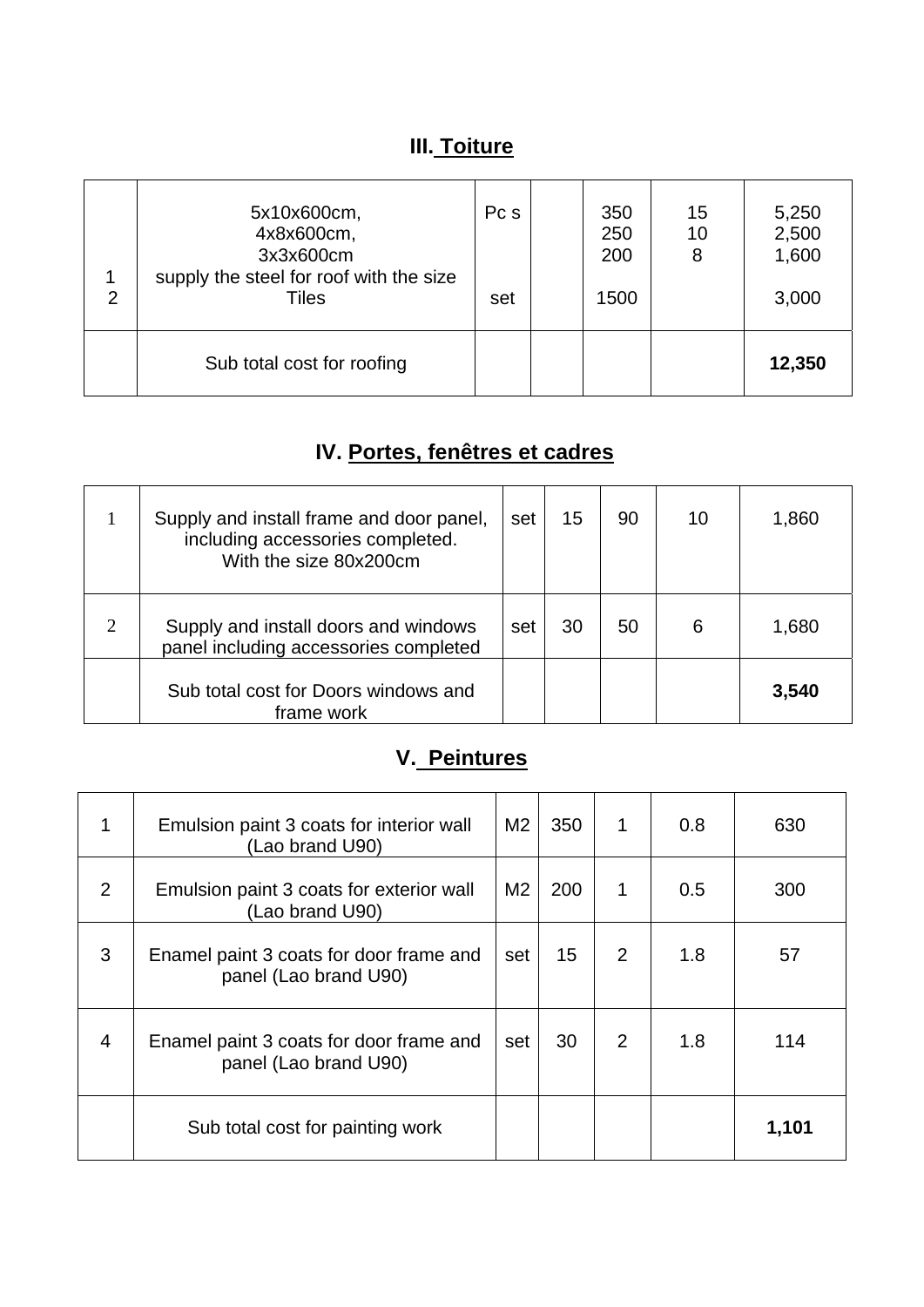## III. Toiture

| | | | | | | |
|---|---|---|---|---|---|---|
| 1<br>2 | 5x10x600cm,<br>4x8x600cm,<br>3x3x600cm<br>supply the steel for roof with the size<br>Tiles | Pc s<br><br><br><br>set | | 350<br>250<br>200<br><br>1500 | 15<br>10<br>8 | 5,250<br>2,500<br>1,600<br><br>3,000 |
| | Sub total cost for roofing | | | | | **12,350** |

## IV. Portes, fenêtres et cadres

| | | | | | | |
|---|---|---|---|---|---|---|
| 1 | Supply and install frame and door panel, including accessories completed. With the size 80x200cm | set | 15 | 90 | 10 | 1,860 |
| 2 | Supply and install doors and windows panel including accessories completed | set | 30 | 50 | 6 | 1,680 |
| | Sub total cost for Doors windows and frame work | | | | | **3,540** |

## V. Peintures

| | | | | | | |
|---|---|---|---|---|---|---|
| 1 | Emulsion paint 3 coats for interior wall (Lao brand U90) | M2 | 350 | 1 | 0.8 | 630 |
| 2 | Emulsion paint 3 coats for exterior wall (Lao brand U90) | M2 | 200 | 1 | 0.5 | 300 |
| 3 | Enamel paint 3 coats for door frame and panel (Lao brand U90) | set | 15 | 2 | 1.8 | 57 |
| 4 | Enamel paint 3 coats for door frame and panel (Lao brand U90) | set | 30 | 2 | 1.8 | 114 |
| | Sub total cost for painting work | | | | | **1,101** |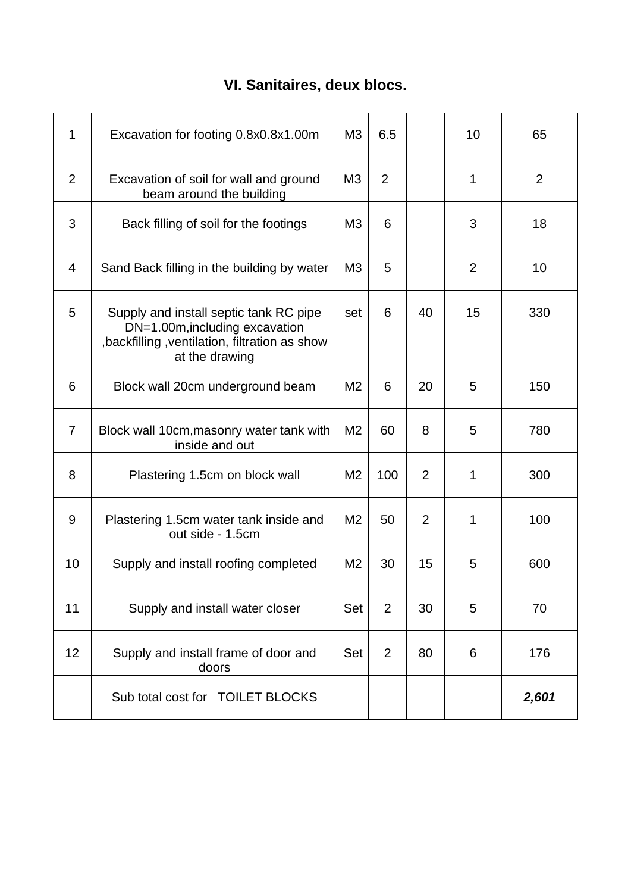## VI. Sanitaires, deux blocs.

| | | | | | | |
|---|---|---|---|---|---|---|
| 1 | Excavation for footing 0.8x0.8x1.00m | M3 | 6.5 | | 10 | 65 |
| 2 | Excavation of soil for wall and ground beam around the building | M3 | 2 | | 1 | 2 |
| 3 | Back filling of soil for the footings | M3 | 6 | | 3 | 18 |
| 4 | Sand Back filling in the building by water | M3 | 5 | | 2 | 10 |
| 5 | Supply and install septic tank RC pipe DN=1.00m,including excavation ,backfilling ,ventilation, filtration as show at the drawing | set | 6 | 40 | 15 | 330 |
| 6 | Block wall 20cm underground beam | M2 | 6 | 20 | 5 | 150 |
| 7 | Block wall 10cm,masonry water tank with inside and out | M2 | 60 | 8 | 5 | 780 |
| 8 | Plastering 1.5cm on block wall | M2 | 100 | 2 | 1 | 300 |
| 9 | Plastering 1.5cm water tank inside and out side - 1.5cm | M2 | 50 | 2 | 1 | 100 |
| 10 | Supply and install roofing completed | M2 | 30 | 15 | 5 | 600 |
| 11 | Supply and install water closer | Set | 2 | 30 | 5 | 70 |
| 12 | Supply and install frame of door and doors | Set | 2 | 80 | 6 | 176 |
| | Sub total cost for TOILET BLOCKS | | | | | ***2,601*** |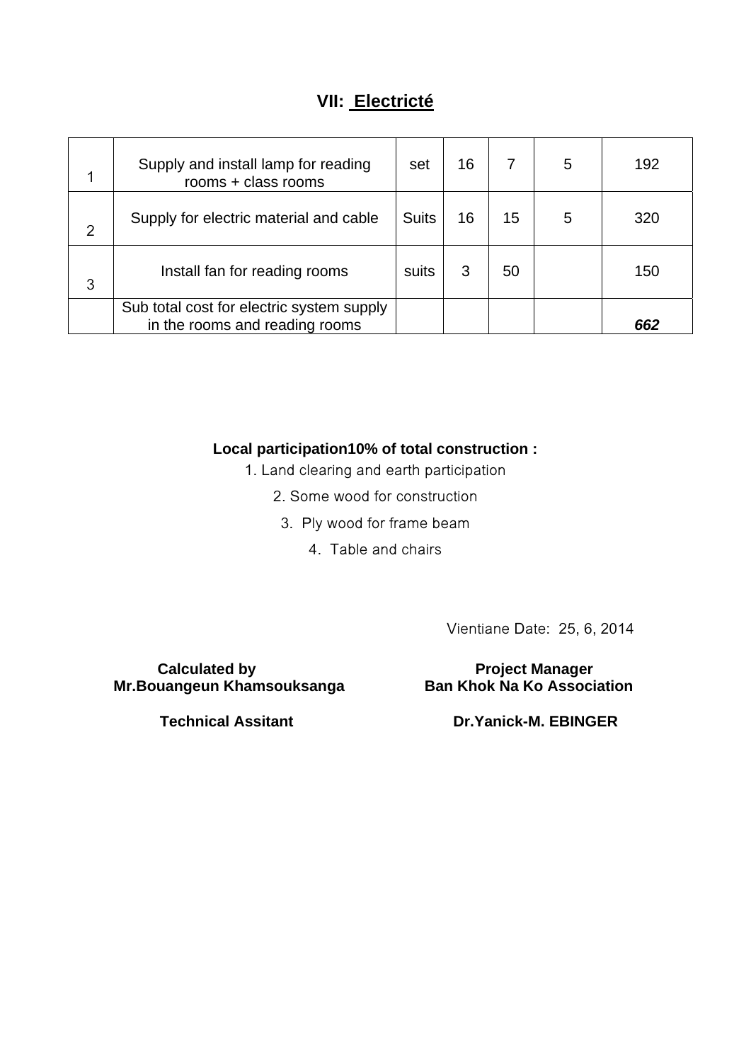## VII: Electricté

| | | | | | | |
|---|---|---|---|---|---|---|
| 1 | Supply and install lamp for reading rooms + class rooms | set | 16 | 7 | 5 | 192 |
| 2 | Supply for electric material and cable | Suits | 16 | 15 | 5 | 320 |
| 3 | Install fan for reading rooms | suits | 3 | 50 | | 150 |
| | Sub total cost for electric system supply in the rooms and reading rooms | | | | | ***662*** |

**Local participation10% of total construction :**

1. Land clearing and earth participation
2. Some wood for construction
3. Ply wood for frame beam
4. Table and chairs

Vientiane Date: 25, 6, 2014

**Calculated by**
**Mr.Bouangeun Khamsouksanga**

**Technical Assitant**

**Project Manager**
**Ban Khok Na Ko Association**

**Dr.Yanick-M. EBINGER**